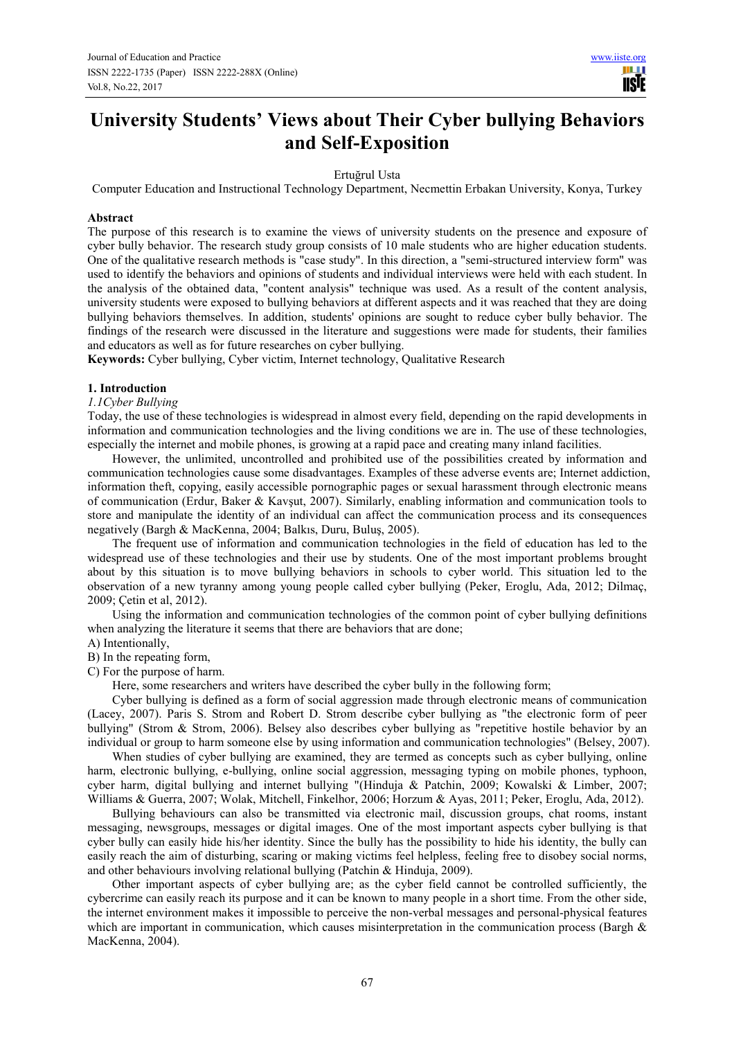# University Students' Views about Their Cyber bullying Behaviors and Self-Exposition

Ertuğrul Usta

Computer Education and Instructional Technology Department, Necmettin Erbakan University, Konya, Turkey

## Abstract

The purpose of this research is to examine the views of university students on the presence and exposure of cyber bully behavior. The research study group consists of 10 male students who are higher education students. One of the qualitative research methods is "case study". In this direction, a "semi-structured interview form" was used to identify the behaviors and opinions of students and individual interviews were held with each student. In the analysis of the obtained data, "content analysis" technique was used. As a result of the content analysis, university students were exposed to bullying behaviors at different aspects and it was reached that they are doing bullying behaviors themselves. In addition, students' opinions are sought to reduce cyber bully behavior. The findings of the research were discussed in the literature and suggestions were made for students, their families and educators as well as for future researches on cyber bullying.

**Keywords:** Cyber bullying, Cyber victim, Internet technology, Qualitative Research

## 1. Introduction

### *1.1Cyber Bullying*

Today, the use of these technologies is widespread in almost every field, depending on the rapid developments in information and communication technologies and the living conditions we are in. The use of these technologies, especially the internet and mobile phones, is growing at a rapid pace and creating many inland facilities.

However, the unlimited, uncontrolled and prohibited use of the possibilities created by information and communication technologies cause some disadvantages. Examples of these adverse events are; Internet addiction, information theft, copying, easily accessible pornographic pages or sexual harassment through electronic means of communication (Erdur, Baker & Kavşut, 2007). Similarly, enabling information and communication tools to store and manipulate the identity of an individual can affect the communication process and its consequences negatively (Bargh & MacKenna, 2004; Balkıs, Duru, Buluş, 2005).

The frequent use of information and communication technologies in the field of education has led to the widespread use of these technologies and their use by students. One of the most important problems brought about by this situation is to move bullying behaviors in schools to cyber world. This situation led to the observation of a new tyranny among young people called cyber bullying (Peker, Eroglu, Ada, 2012; Dilmaç, 2009; Çetin et al, 2012).

Using the information and communication technologies of the common point of cyber bullying definitions when analyzing the literature it seems that there are behaviors that are done;

A) Intentionally,

B) In the repeating form,

C) For the purpose of harm.

Here, some researchers and writers have described the cyber bully in the following form;

Cyber bullying is defined as a form of social aggression made through electronic means of communication (Lacey, 2007). Paris S. Strom and Robert D. Strom describe cyber bullying as "the electronic form of peer bullying" (Strom & Strom, 2006). Belsey also describes cyber bullying as "repetitive hostile behavior by an individual or group to harm someone else by using information and communication technologies" (Belsey, 2007).

When studies of cyber bullying are examined, they are termed as concepts such as cyber bullying, online harm, electronic bullying, e-bullying, online social aggression, messaging typing on mobile phones, typhoon, cyber harm, digital bullying and internet bullying "(Hinduja & Patchin, 2009; Kowalski & Limber, 2007; Williams & Guerra, 2007; Wolak, Mitchell, Finkelhor, 2006; Horzum & Ayas, 2011; Peker, Eroglu, Ada, 2012).

Bullying behaviours can also be transmitted via electronic mail, discussion groups, chat rooms, instant messaging, newsgroups, messages or digital images. One of the most important aspects cyber bullying is that cyber bully can easily hide his/her identity. Since the bully has the possibility to hide his identity, the bully can easily reach the aim of disturbing, scaring or making victims feel helpless, feeling free to disobey social norms, and other behaviours involving relational bullying (Patchin & Hinduja, 2009).

Other important aspects of cyber bullying are; as the cyber field cannot be controlled sufficiently, the cybercrime can easily reach its purpose and it can be known to many people in a short time. From the other side, the internet environment makes it impossible to perceive the non-verbal messages and personal-physical features which are important in communication, which causes misinterpretation in the communication process (Bargh & MacKenna, 2004).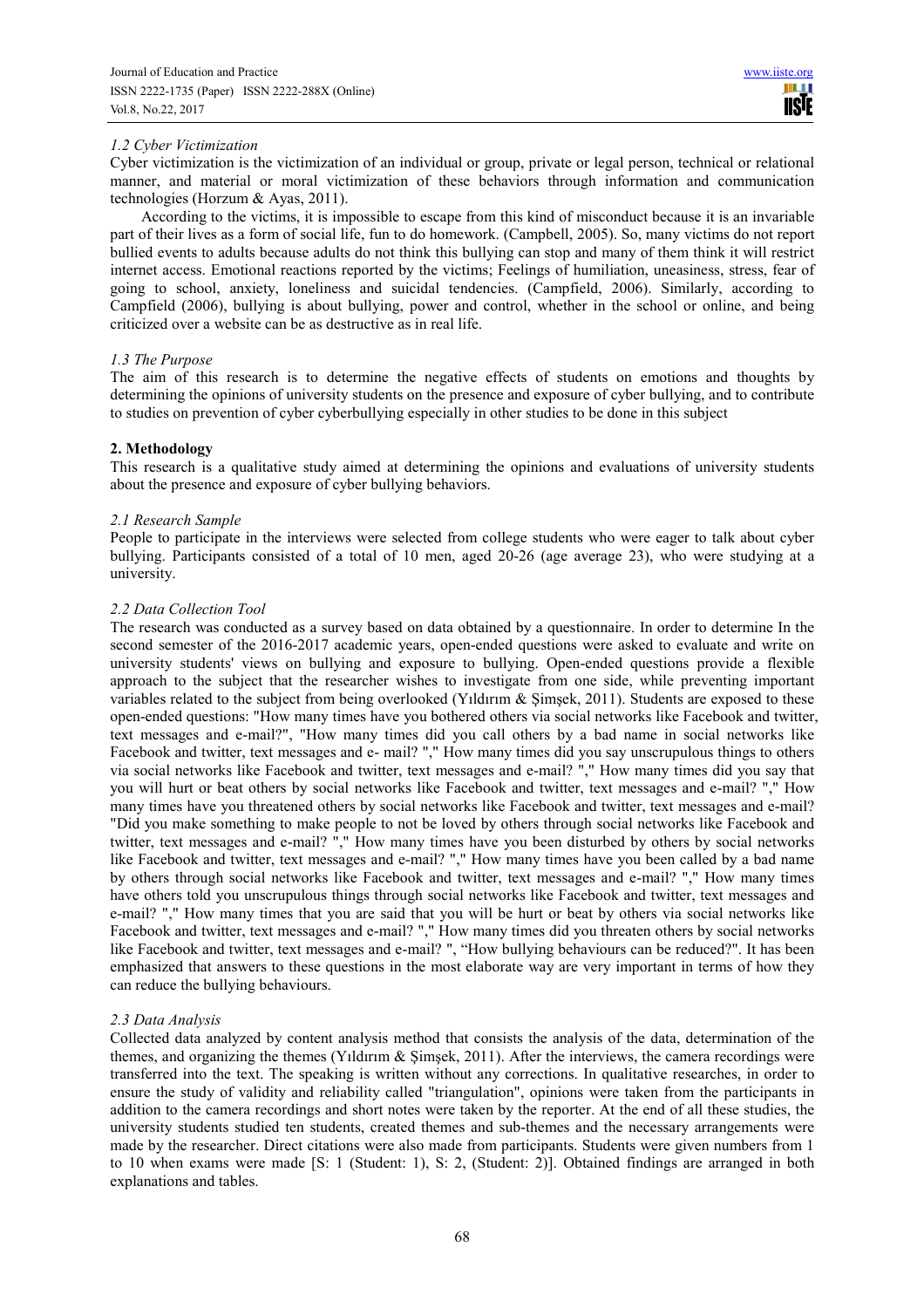### *1.2 Cyber Victimization*

Cyber victimization is the victimization of an individual or group, private or legal person, technical or relational manner, and material or moral victimization of these behaviors through information and communication technologies (Horzum & Ayas, 2011).

According to the victims, it is impossible to escape from this kind of misconduct because it is an invariable part of their lives as a form of social life, fun to do homework. (Campbell, 2005). So, many victims do not report bullied events to adults because adults do not think this bullying can stop and many of them think it will restrict internet access. Emotional reactions reported by the victims; Feelings of humiliation, uneasiness, stress, fear of going to school, anxiety, loneliness and suicidal tendencies. (Campfield, 2006). Similarly, according to Campfield (2006), bullying is about bullying, power and control, whether in the school or online, and being criticized over a website can be as destructive as in real life.

### *1.3 The Purpose*

The aim of this research is to determine the negative effects of students on emotions and thoughts by determining the opinions of university students on the presence and exposure of cyber bullying, and to contribute to studies on prevention of cyber cyberbullying especially in other studies to be done in this subject

## **2. Methodology**

This research is a qualitative study aimed at determining the opinions and evaluations of university students about the presence and exposure of cyber bullying behaviors.

### *2.1 Research Sample*

People to participate in the interviews were selected from college students who were eager to talk about cyber bullying. Participants consisted of a total of 10 men, aged 20-26 (age average 23), who were studying at a university.

### *2.2 Data Collection Tool*

The research was conducted as a survey based on data obtained by a questionnaire. In order to determine In the second semester of the 2016-2017 academic years, open-ended questions were asked to evaluate and write on university students' views on bullying and exposure to bullying. Open-ended questions provide a flexible approach to the subject that the researcher wishes to investigate from one side, while preventing important variables related to the subject from being overlooked (Yıldırım & Şimşek, 2011). Students are exposed to these open-ended questions: "How many times have you bothered others via social networks like Facebook and twitter, text messages and e-mail?", "How many times did you call others by a bad name in social networks like Facebook and twitter, text messages and e- mail? "," How many times did you say unscrupulous things to others via social networks like Facebook and twitter, text messages and e-mail? "," How many times did you say that you will hurt or beat others by social networks like Facebook and twitter, text messages and e-mail? "," How many times have you threatened others by social networks like Facebook and twitter, text messages and e-mail? "Did you make something to make people to not be loved by others through social networks like Facebook and twitter, text messages and e-mail? "," How many times have you been disturbed by others by social networks like Facebook and twitter, text messages and e-mail? "," How many times have you been called by a bad name by others through social networks like Facebook and twitter, text messages and e-mail? "," How many times have others told you unscrupulous things through social networks like Facebook and twitter, text messages and e-mail? "," How many times that you are said that you will be hurt or beat by others via social networks like Facebook and twitter, text messages and e-mail? "," How many times did you threaten others by social networks like Facebook and twitter, text messages and e-mail? ", "How bullying behaviours can be reduced?". It has been emphasized that answers to these questions in the most elaborate way are very important in terms of how they can reduce the bullying behaviours.

### *2.3 Data Analysis*

Collected data analyzed by content analysis method that consists the analysis of the data, determination of the themes, and organizing the themes (Yıldırım & Şimşek, 2011). After the interviews, the camera recordings were transferred into the text. The speaking is written without any corrections. In qualitative researches, in order to ensure the study of validity and reliability called "triangulation", opinions were taken from the participants in addition to the camera recordings and short notes were taken by the reporter. At the end of all these studies, the university students studied ten students, created themes and sub-themes and the necessary arrangements were made by the researcher. Direct citations were also made from participants. Students were given numbers from 1 to 10 when exams were made [S: 1 (Student: 1), S: 2, (Student: 2)]. Obtained findings are arranged in both explanations and tables.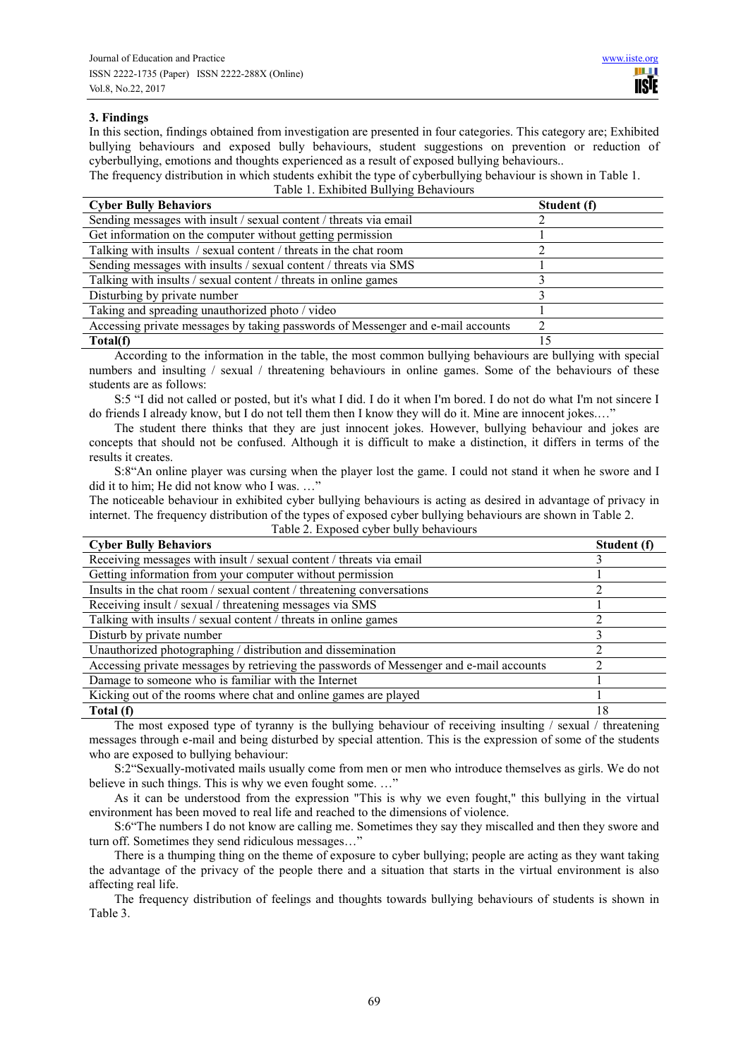## 3. Findings

In this section, findings obtained from investigation are presented in four categories. This category are; Exhibited bullying behaviours and exposed bully behaviours, student suggestions on prevention or reduction of cyberbullying, emotions and thoughts experienced as a result of exposed bullying behaviours..

The frequency distribution in which students exhibit the type of cyberbullying behaviour is shown in Table 1.

Table 1. Exhibited Bullying Behaviours

| Cyber Bully Behaviors | Student (f) |
|---|---|
| Sending messages with insult / sexual content / threats via email | 2 |
| Get information on the computer without getting permission | 1 |
| Talking with insults / sexual content / threats in the chat room | 2 |
| Sending messages with insults / sexual content / threats via SMS | 1 |
| Talking with insults / sexual content / threats in online games | 3 |
| Disturbing by private number | 3 |
| Taking and spreading unauthorized photo / video | 1 |
| Accessing private messages by taking passwords of Messenger and e-mail accounts | 2 |
| **Total(f)** | 15 |

According to the information in the table, the most common bullying behaviours are bullying with special numbers and insulting / sexual / threatening behaviours in online games. Some of the behaviours of these students are as follows:

S:5 "I did not called or posted, but it's what I did. I do it when I'm bored. I do not do what I'm not sincere I do friends I already know, but I do not tell them then I know they will do it. Mine are innocent jokes.…"

The student there thinks that they are just innocent jokes. However, bullying behaviour and jokes are concepts that should not be confused. Although it is difficult to make a distinction, it differs in terms of the results it creates.

S:8"An online player was cursing when the player lost the game. I could not stand it when he swore and I did it to him; He did not know who I was. …"

The noticeable behaviour in exhibited cyber bullying behaviours is acting as desired in advantage of privacy in internet. The frequency distribution of the types of exposed cyber bullying behaviours are shown in Table 2.

Table 2. Exposed cyber bully behaviours

| Cyber Bully Behaviors | Student (f) |
|---|---|
| Receiving messages with insult / sexual content / threats via email | 3 |
| Getting information from your computer without permission | 1 |
| Insults in the chat room / sexual content / threatening conversations | 2 |
| Receiving insult / sexual / threatening messages via SMS | 1 |
| Talking with insults / sexual content / threats in online games | 2 |
| Disturb by private number | 3 |
| Unauthorized photographing / distribution and dissemination | 2 |
| Accessing private messages by retrieving the passwords of Messenger and e-mail accounts | 2 |
| Damage to someone who is familiar with the Internet | 1 |
| Kicking out of the rooms where chat and online games are played | 1 |
| **Total (f)** | 18 |

The most exposed type of tyranny is the bullying behaviour of receiving insulting / sexual / threatening messages through e-mail and being disturbed by special attention. This is the expression of some of the students who are exposed to bullying behaviour:

S:2"Sexually-motivated mails usually come from men or men who introduce themselves as girls. We do not believe in such things. This is why we even fought some. …"

As it can be understood from the expression "This is why we even fought," this bullying in the virtual environment has been moved to real life and reached to the dimensions of violence.

S:6"The numbers I do not know are calling me. Sometimes they say they miscalled and then they swore and turn off. Sometimes they send ridiculous messages…"

There is a thumping thing on the theme of exposure to cyber bullying; people are acting as they want taking the advantage of the privacy of the people there and a situation that starts in the virtual environment is also affecting real life.

The frequency distribution of feelings and thoughts towards bullying behaviours of students is shown in Table 3.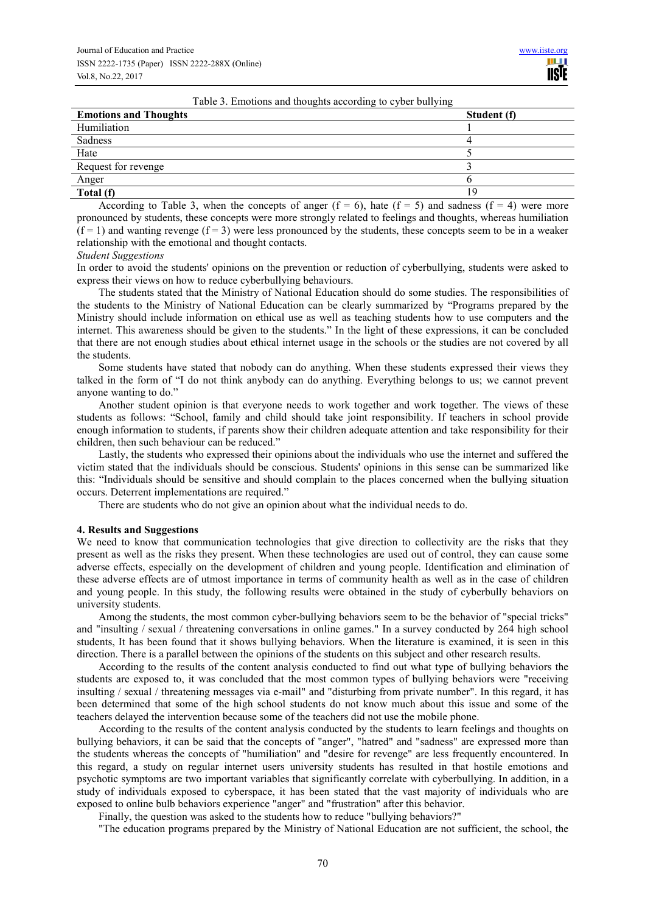Table 3. Emotions and thoughts according to cyber bullying

| Emotions and Thoughts | Student (f) |
| --- | --- |
| Humiliation | 1 |
| Sadness | 4 |
| Hate | 5 |
| Request for revenge | 3 |
| Anger | 6 |
| **Total (f)** | 19 |

According to Table 3, when the concepts of anger ($f = 6$), hate ($f = 5$) and sadness ($f = 4$) were more pronounced by students, these concepts were more strongly related to feelings and thoughts, whereas humiliation ($f = 1$) and wanting revenge ($f = 3$) were less pronounced by the students, these concepts seem to be in a weaker relationship with the emotional and thought contacts.

*Student Suggestions*

In order to avoid the students' opinions on the prevention or reduction of cyberbullying, students were asked to express their views on how to reduce cyberbullying behaviours.

The students stated that the Ministry of National Education should do some studies. The responsibilities of the students to the Ministry of National Education can be clearly summarized by "Programs prepared by the Ministry should include information on ethical use as well as teaching students how to use computers and the internet. This awareness should be given to the students." In the light of these expressions, it can be concluded that there are not enough studies about ethical internet usage in the schools or the studies are not covered by all the students.

Some students have stated that nobody can do anything. When these students expressed their views they talked in the form of "I do not think anybody can do anything. Everything belongs to us; we cannot prevent anyone wanting to do."

Another student opinion is that everyone needs to work together and work together. The views of these students as follows: "School, family and child should take joint responsibility. If teachers in school provide enough information to students, if parents show their children adequate attention and take responsibility for their children, then such behaviour can be reduced."

Lastly, the students who expressed their opinions about the individuals who use the internet and suffered the victim stated that the individuals should be conscious. Students' opinions in this sense can be summarized like this: "Individuals should be sensitive and should complain to the places concerned when the bullying situation occurs. Deterrent implementations are required."

There are students who do not give an opinion about what the individual needs to do.

## 4. Results and Suggestions

We need to know that communication technologies that give direction to collectivity are the risks that they present as well as the risks they present. When these technologies are used out of control, they can cause some adverse effects, especially on the development of children and young people. Identification and elimination of these adverse effects are of utmost importance in terms of community health as well as in the case of children and young people. In this study, the following results were obtained in the study of cyberbully behaviors on university students.

Among the students, the most common cyber-bullying behaviors seem to be the behavior of "special tricks" and "insulting / sexual / threatening conversations in online games." In a survey conducted by 264 high school students, It has been found that it shows bullying behaviors. When the literature is examined, it is seen in this direction. There is a parallel between the opinions of the students on this subject and other research results.

According to the results of the content analysis conducted to find out what type of bullying behaviors the students are exposed to, it was concluded that the most common types of bullying behaviors were "receiving insulting / sexual / threatening messages via e-mail" and "disturbing from private number". In this regard, it has been determined that some of the high school students do not know much about this issue and some of the teachers delayed the intervention because some of the teachers did not use the mobile phone.

According to the results of the content analysis conducted by the students to learn feelings and thoughts on bullying behaviors, it can be said that the concepts of "anger", "hatred" and "sadness" are expressed more than the students whereas the concepts of "humiliation" and "desire for revenge" are less frequently encountered. In this regard, a study on regular internet users university students has resulted in that hostile emotions and psychotic symptoms are two important variables that significantly correlate with cyberbullying. In addition, in a study of individuals exposed to cyberspace, it has been stated that the vast majority of individuals who are exposed to online bulb behaviors experience "anger" and "frustration" after this behavior.

Finally, the question was asked to the students how to reduce "bullying behaviors?"

"The education programs prepared by the Ministry of National Education are not sufficient, the school, the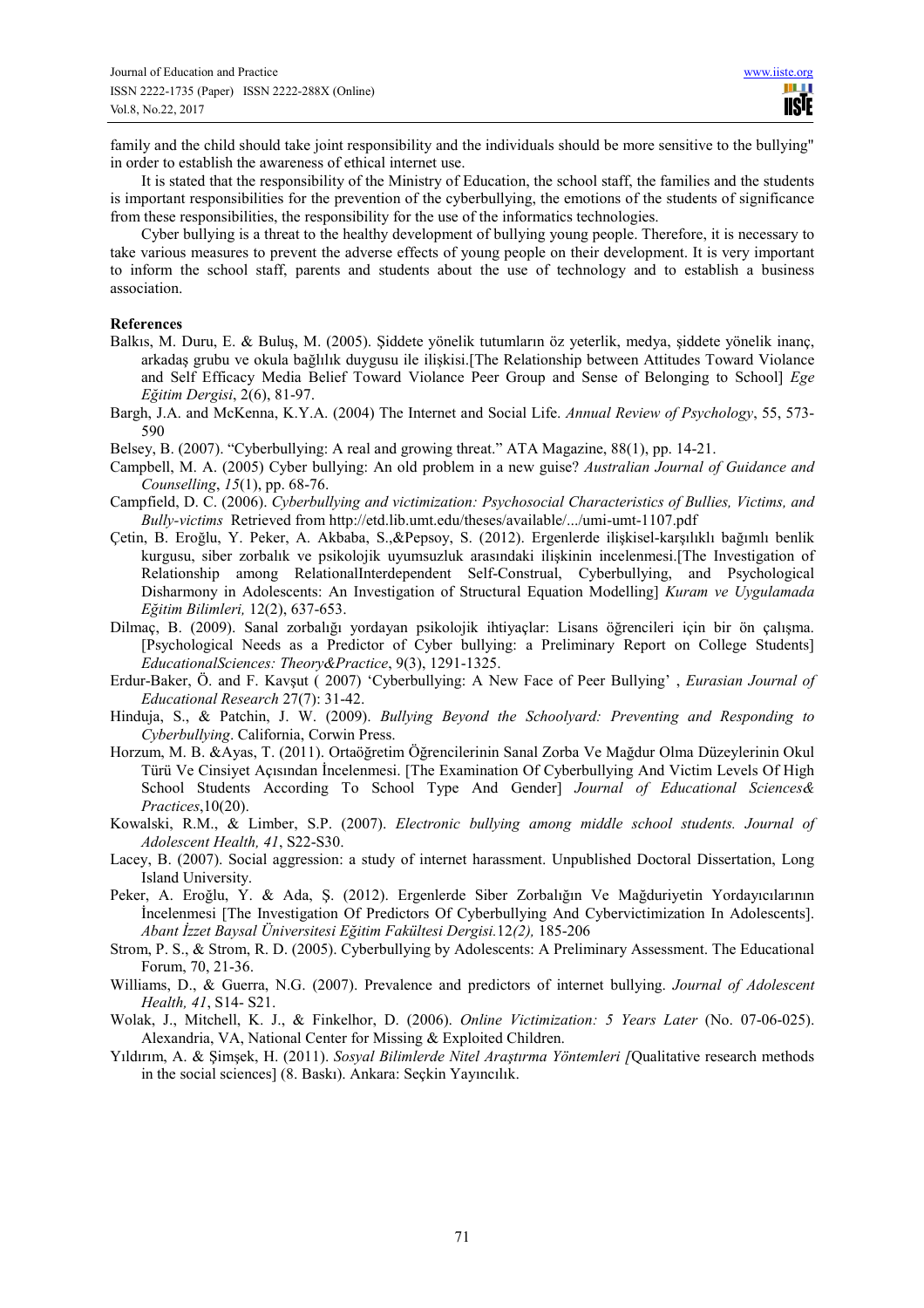family and the child should take joint responsibility and the individuals should be more sensitive to the bullying" in order to establish the awareness of ethical internet use.

It is stated that the responsibility of the Ministry of Education, the school staff, the families and the students is important responsibilities for the prevention of the cyberbullying, the emotions of the students of significance from these responsibilities, the responsibility for the use of the informatics technologies.

Cyber bullying is a threat to the healthy development of bullying young people. Therefore, it is necessary to take various measures to prevent the adverse effects of young people on their development. It is very important to inform the school staff, parents and students about the use of technology and to establish a business association.

**References**

Balkıs, M. Duru, E. & Buluş, M. (2005). Şiddete yönelik tutumların öz yeterlik, medya, şiddete yönelik inanç, arkadaş grubu ve okula bağlılık duygusu ile ilişkisi.[The Relationship between Attitudes Toward Violance and Self Efficacy Media Belief Toward Violance Peer Group and Sense of Belonging to School] *Ege Eğitim Dergisi*, 2(6), 81-97.

Bargh, J.A. and McKenna, K.Y.A. (2004) The Internet and Social Life. *Annual Review of Psychology*, 55, 573-590

Belsey, B. (2007). "Cyberbullying: A real and growing threat." ATA Magazine, 88(1), pp. 14-21.

Campbell, M. A. (2005) Cyber bullying: An old problem in a new guise? *Australian Journal of Guidance and Counselling*, *15*(1), pp. 68-76.

Campfield, D. C. (2006). *Cyberbullying and victimization: Psychosocial Characteristics of Bullies, Victims, and Bully-victims* Retrieved from http://etd.lib.umt.edu/theses/available/.../umi-umt-1107.pdf

Çetin, B. Eroğlu, Y. Peker, A. Akbaba, S.,&Pepsoy, S. (2012). Ergenlerde ilişkisel-karşılıklı bağımlı benlik kurgusu, siber zorbalık ve psikolojik uyumsuzluk arasındaki ilişkinin incelenmesi.[The Investigation of Relationship among RelationalInterdependent Self-Construal, Cyberbullying, and Psychological Disharmony in Adolescents: An Investigation of Structural Equation Modelling] *Kuram ve Uygulamada Eğitim Bilimleri,* 12(2), 637-653.

Dilmaç, B. (2009). Sanal zorbalığı yordayan psikolojik ihtiyaçlar: Lisans öğrencileri için bir ön çalışma. [Psychological Needs as a Predictor of Cyber bullying: a Preliminary Report on College Students] *EducationalSciences: Theory&Practice*, 9(3), 1291-1325.

Erdur-Baker, Ö. and F. Kavşut ( 2007) 'Cyberbullying: A New Face of Peer Bullying' , *Eurasian Journal of Educational Research* 27(7): 31-42.

Hinduja, S., & Patchin, J. W. (2009). *Bullying Beyond the Schoolyard: Preventing and Responding to Cyberbullying*. California, Corwin Press.

Horzum, M. B. &Ayas, T. (2011). Ortaöğretim Öğrencilerinin Sanal Zorba Ve Mağdur Olma Düzeylerinin Okul Türü Ve Cinsiyet Açısından İncelenmesi. [The Examination Of Cyberbullying And Victim Levels Of High School Students According To School Type And Gender] *Journal of Educational Sciences& Practices*,10(20).

Kowalski, R.M., & Limber, S.P. (2007). *Electronic bullying among middle school students. Journal of Adolescent Health, 41*, S22-S30.

Lacey, B. (2007). Social aggression: a study of internet harassment. Unpublished Doctoral Dissertation, Long Island University.

Peker, A. Eroğlu, Y. & Ada, Ş. (2012). Ergenlerde Siber Zorbalığın Ve Mağduriyetin Yordayıcılarının İncelenmesi [The Investigation Of Predictors Of Cyberbullying And Cybervictimization In Adolescents]. *Abant İzzet Baysal Üniversitesi Eğitim Fakültesi Dergisi.*12*(2),* 185-206

Strom, P. S., & Strom, R. D. (2005). Cyberbullying by Adolescents: A Preliminary Assessment. The Educational Forum, 70, 21-36.

Williams, D., & Guerra, N.G. (2007). Prevalence and predictors of internet bullying. *Journal of Adolescent Health, 41*, S14- S21.

Wolak, J., Mitchell, K. J., & Finkelhor, D. (2006). *Online Victimization: 5 Years Later* (No. 07-06-025). Alexandria, VA, National Center for Missing & Exploited Children.

Yıldırım, A. & Şimşek, H. (2011). *Sosyal Bilimlerde Nitel Araştırma Yöntemleri [*Qualitative research methods in the social sciences] (8. Baskı). Ankara: Seçkin Yayıncılık.